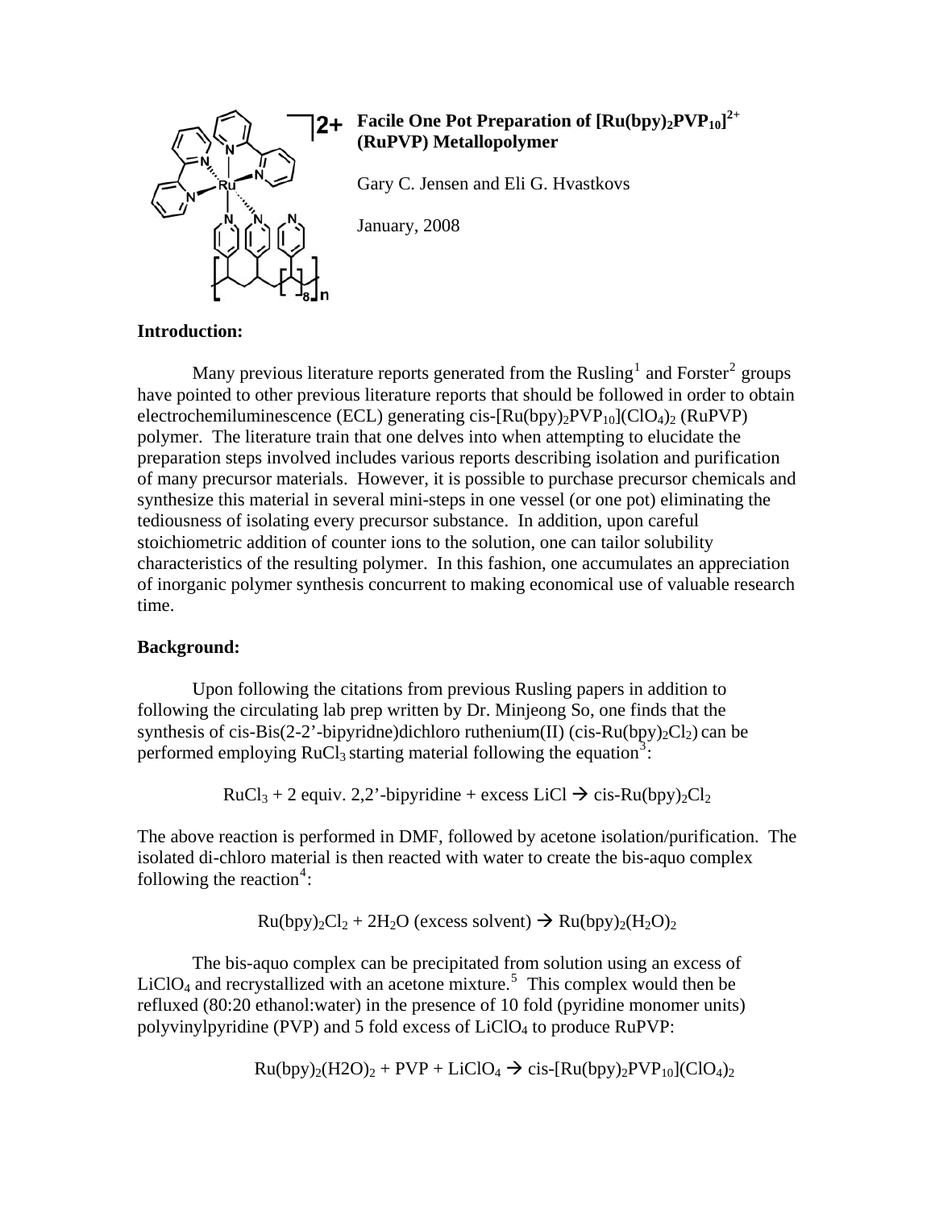# Facile One Pot Preparation of $[Ru(bpy)_2PVP_{10}]^{2+}$ (RuPVP) Metallopolymer

Gary C. Jensen and Eli G. Hvastkovs

January, 2008

**Introduction:**

Many previous literature reports generated from the Rusling[1] and Forster[2] groups have pointed to other previous literature reports that should be followed in order to obtain electrochemiluminescence (ECL) generating cis-$[Ru(bpy)_2PVP_{10}](ClO_4)_2$ (RuPVP) polymer. The literature train that one delves into when attempting to elucidate the preparation steps involved includes various reports describing isolation and purification of many precursor materials. However, it is possible to purchase precursor chemicals and synthesize this material in several mini-steps in one vessel (or one pot) eliminating the tediousness of isolating every precursor substance. In addition, upon careful stoichiometric addition of counter ions to the solution, one can tailor solubility characteristics of the resulting polymer. In this fashion, one accumulates an appreciation of inorganic polymer synthesis concurrent to making economical use of valuable research time.

**Background:**

Upon following the citations from previous Rusling papers in addition to following the circulating lab prep written by Dr. Minjeong So, one finds that the synthesis of cis-Bis(2-2'-bipyridne)dichloro ruthenium(II) (cis-$Ru(bpy)_2Cl_2$) can be performed employing $RuCl_3$ starting material following the equation[3]:

$$RuCl_3 + 2 \text{ equiv. } 2,2'\text{-bipyridine} + \text{excess } LiCl \rightarrow \text{cis-}Ru(bpy)_2Cl_2$$

The above reaction is performed in DMF, followed by acetone isolation/purification. The isolated di-chloro material is then reacted with water to create the bis-aquo complex following the reaction[4]:

$$Ru(bpy)_2Cl_2 + 2H_2O \text{ (excess solvent)} \rightarrow Ru(bpy)_2(H_2O)_2$$

The bis-aquo complex can be precipitated from solution using an excess of $LiClO_4$ and recrystallized with an acetone mixture.[5] This complex would then be refluxed (80:20 ethanol:water) in the presence of 10 fold (pyridine monomer units) polyvinylpyridine (PVP) and 5 fold excess of $LiClO_4$ to produce RuPVP:

$$Ru(bpy)_2(H2O)_2 + PVP + LiClO_4 \rightarrow \text{cis-}[Ru(bpy)_2PVP_{10}](ClO_4)_2$$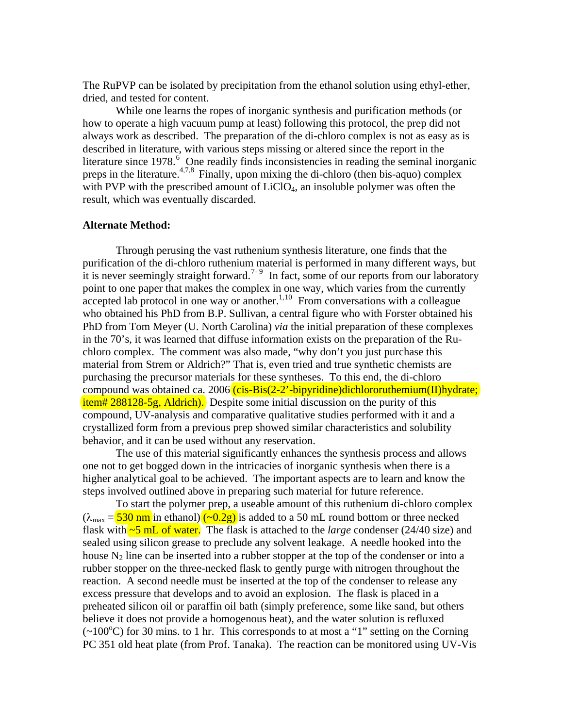The RuPVP can be isolated by precipitation from the ethanol solution using ethyl-ether, dried, and tested for content.

While one learns the ropes of inorganic synthesis and purification methods (or how to operate a high vacuum pump at least) following this protocol, the prep did not always work as described. The preparation of the di-chloro complex is not as easy as is described in literature, with various steps missing or altered since the report in the literature since 1978.[6] One readily finds inconsistencies in reading the seminal inorganic preps in the literature.[4,7,8] Finally, upon mixing the di-chloro (then bis-aquo) complex with PVP with the prescribed amount of $LiClO_4$, an insoluble polymer was often the result, which was eventually discarded.

**Alternate Method:**

Through perusing the vast ruthenium synthesis literature, one finds that the purification of the di-chloro ruthenium material is performed in many different ways, but it is never seemingly straight forward.[7-9] In fact, some of our reports from our laboratory point to one paper that makes the complex in one way, which varies from the currently accepted lab protocol in one way or another.[1,10] From conversations with a colleague who obtained his PhD from B.P. Sullivan, a central figure who with Forster obtained his PhD from Tom Meyer (U. North Carolina) *via* the initial preparation of these complexes in the 70's, it was learned that diffuse information exists on the preparation of the Ru-chloro complex. The comment was also made, "why don't you just purchase this material from Strem or Aldrich?" That is, even tried and true synthetic chemists are purchasing the precursor materials for these syntheses. To this end, the di-chloro compound was obtained ca. 2006 (cis-Bis(2-2'-bipyridine)dichlororuthemium(II)hydrate; item# 288128-5g, Aldrich). Despite some initial discussion on the purity of this compound, UV-analysis and comparative qualitative studies performed with it and a crystallized form from a previous prep showed similar characteristics and solubility behavior, and it can be used without any reservation.

The use of this material significantly enhances the synthesis process and allows one not to get bogged down in the intricacies of inorganic synthesis when there is a higher analytical goal to be achieved. The important aspects are to learn and know the steps involved outlined above in preparing such material for future reference.

To start the polymer prep, a useable amount of this ruthenium di-chloro complex ($\lambda_{max}$ = 530 nm in ethanol) (~0.2g) is added to a 50 mL round bottom or three necked flask with ~5 mL of water. The flask is attached to the *large* condenser (24/40 size) and sealed using silicon grease to preclude any solvent leakage. A needle hooked into the house $N_2$ line can be inserted into a rubber stopper at the top of the condenser or into a rubber stopper on the three-necked flask to gently purge with nitrogen throughout the reaction. A second needle must be inserted at the top of the condenser to release any excess pressure that develops and to avoid an explosion. The flask is placed in a preheated silicon oil or paraffin oil bath (simply preference, some like sand, but others believe it does not provide a homogenous heat), and the water solution is refluxed (~100$^{o}$C) for 30 mins. to 1 hr. This corresponds to at most a "1" setting on the Corning PC 351 old heat plate (from Prof. Tanaka). The reaction can be monitored using UV-Vis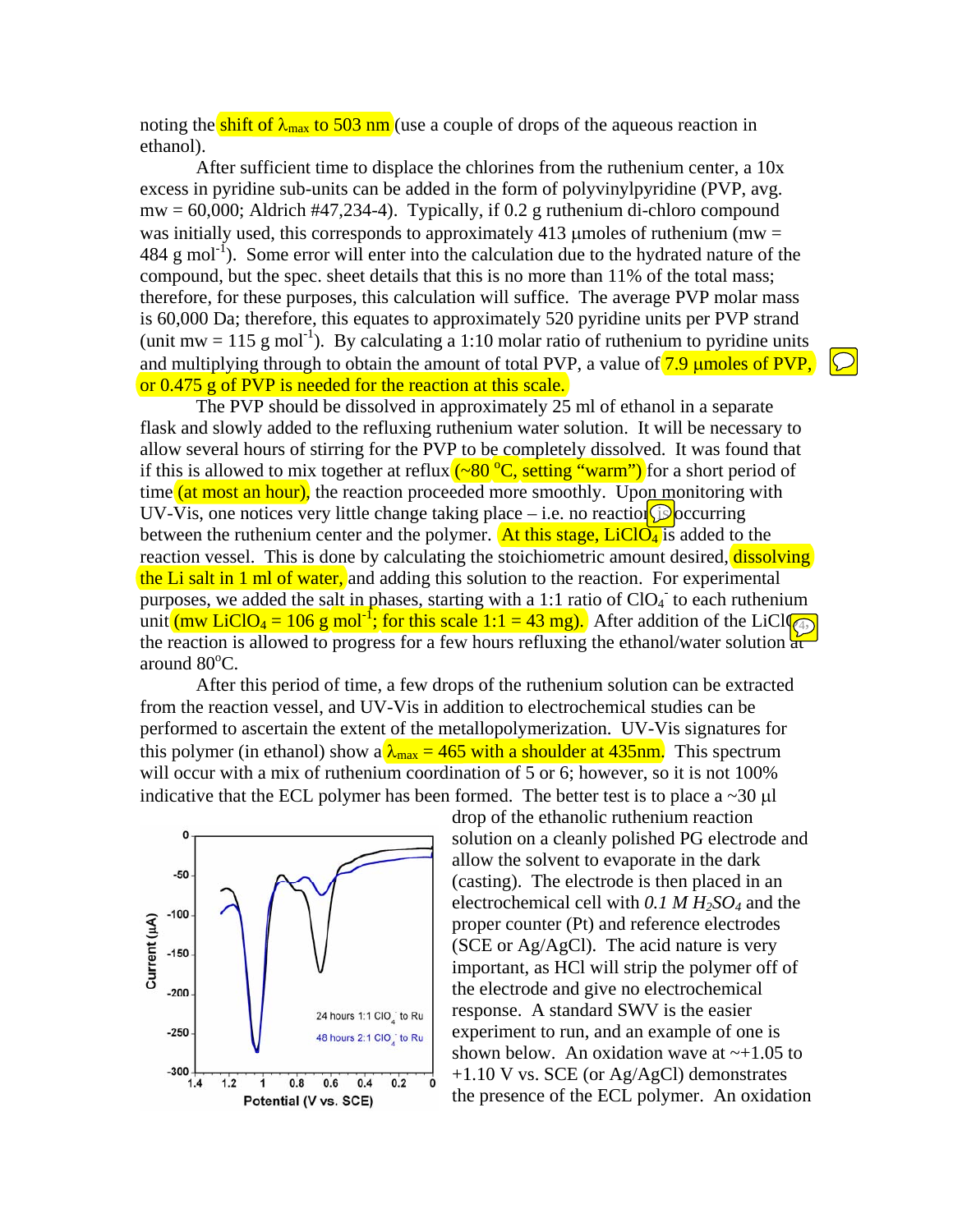noting the shift of $\lambda_{max}$ to 503 nm (use a couple of drops of the aqueous reaction in ethanol).

After sufficient time to displace the chlorines from the ruthenium center, a 10x excess in pyridine sub-units can be added in the form of polyvinylpyridine (PVP, avg. mw = 60,000; Aldrich #47,234-4). Typically, if 0.2 g ruthenium di-chloro compound was initially used, this corresponds to approximately 413 μmoles of ruthenium (mw = 484 g mol$^{-1}$). Some error will enter into the calculation due to the hydrated nature of the compound, but the spec. sheet details that this is no more than 11% of the total mass; therefore, for these purposes, this calculation will suffice. The average PVP molar mass is 60,000 Da; therefore, this equates to approximately 520 pyridine units per PVP strand (unit mw = 115 g mol$^{-1}$). By calculating a 1:10 molar ratio of ruthenium to pyridine units and multiplying through to obtain the amount of total PVP, a value of 7.9 μmoles of PVP, or 0.475 g of PVP is needed for the reaction at this scale.

The PVP should be dissolved in approximately 25 ml of ethanol in a separate flask and slowly added to the refluxing ruthenium water solution. It will be necessary to allow several hours of stirring for the PVP to be completely dissolved. It was found that if this is allowed to mix together at reflux (~80 °C, setting "warm") for a short period of time (at most an hour), the reaction proceeded more smoothly. Upon monitoring with UV-Vis, one notices very little change taking place – i.e. no reaction occurring between the ruthenium center and the polymer. At this stage, $LiClO_4$ is added to the reaction vessel. This is done by calculating the stoichiometric amount desired, dissolving the Li salt in 1 ml of water, and adding this solution to the reaction. For experimental purposes, we added the salt in phases, starting with a 1:1 ratio of $ClO_4^-$ to each ruthenium unit (mw $LiClO_4$ = 106 g mol$^{-1}$; for this scale 1:1 = 43 mg). After addition of the $LiClO_4$ the reaction is allowed to progress for a few hours refluxing the ethanol/water solution at around 80°C.

After this period of time, a few drops of the ruthenium solution can be extracted from the reaction vessel, and UV-Vis in addition to electrochemical studies can be performed to ascertain the extent of the metallopolymerization. UV-Vis signatures for this polymer (in ethanol) show a $\lambda_{max}$ = 465 with a shoulder at 435nm. This spectrum will occur with a mix of ruthenium coordination of 5 or 6; however, so it is not 100% indicative that the ECL polymer has been formed. The better test is to place a ~30 μl drop of the ethanolic ruthenium reaction solution on a cleanly polished PG electrode and allow the solvent to evaporate in the dark (casting). The electrode is then placed in an electrochemical cell with *0.1 M* $H_2SO_4$ and the proper counter (Pt) and reference electrodes (SCE or Ag/AgCl). The acid nature is very important, as HCl will strip the polymer off of the electrode and give no electrochemical response. A standard SWV is the easier experiment to run, and an example of one is shown below. An oxidation wave at ~+1.05 to +1.10 V vs. SCE (or Ag/AgCl) demonstrates the presence of the ECL polymer. An oxidation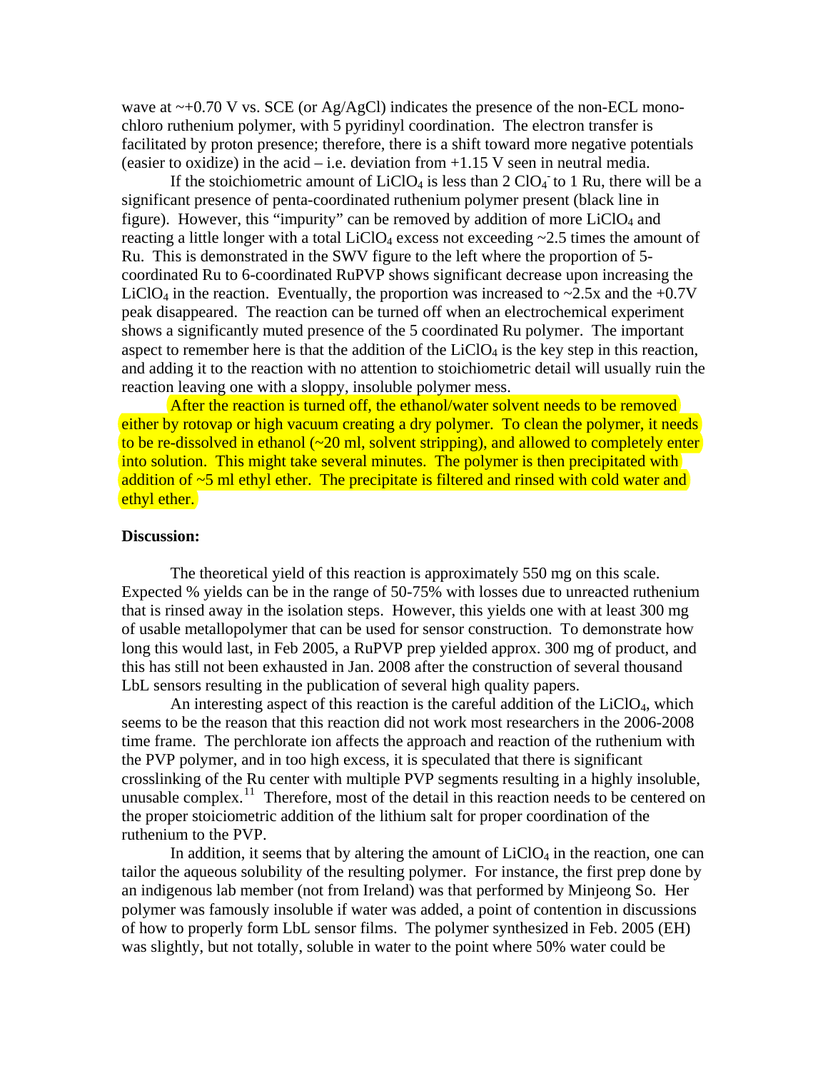wave at ~+0.70 V vs. SCE (or Ag/AgCl) indicates the presence of the non-ECL mono-chloro ruthenium polymer, with 5 pyridinyl coordination. The electron transfer is facilitated by proton presence; therefore, there is a shift toward more negative potentials (easier to oxidize) in the acid – i.e. deviation from +1.15 V seen in neutral media.

If the stoichiometric amount of $LiClO_4$ is less than 2 $ClO_4^-$ to 1 Ru, there will be a significant presence of penta-coordinated ruthenium polymer present (black line in figure). However, this "impurity" can be removed by addition of more $LiClO_4$ and reacting a little longer with a total $LiClO_4$ excess not exceeding ~2.5 times the amount of Ru. This is demonstrated in the SWV figure to the left where the proportion of 5-coordinated Ru to 6-coordinated RuPVP shows significant decrease upon increasing the $LiClO_4$ in the reaction. Eventually, the proportion was increased to ~2.5x and the +0.7V peak disappeared. The reaction can be turned off when an electrochemical experiment shows a significantly muted presence of the 5 coordinated Ru polymer. The important aspect to remember here is that the addition of the $LiClO_4$ is the key step in this reaction, and adding it to the reaction with no attention to stoichiometric detail will usually ruin the reaction leaving one with a sloppy, insoluble polymer mess.

After the reaction is turned off, the ethanol/water solvent needs to be removed either by rotovap or high vacuum creating a dry polymer. To clean the polymer, it needs to be re-dissolved in ethanol (~20 ml, solvent stripping), and allowed to completely enter into solution. This might take several minutes. The polymer is then precipitated with addition of ~5 ml ethyl ether. The precipitate is filtered and rinsed with cold water and ethyl ether.

**Discussion:**

The theoretical yield of this reaction is approximately 550 mg on this scale. Expected % yields can be in the range of 50-75% with losses due to unreacted ruthenium that is rinsed away in the isolation steps. However, this yields one with at least 300 mg of usable metallopolymer that can be used for sensor construction. To demonstrate how long this would last, in Feb 2005, a RuPVP prep yielded approx. 300 mg of product, and this has still not been exhausted in Jan. 2008 after the construction of several thousand LbL sensors resulting in the publication of several high quality papers.

An interesting aspect of this reaction is the careful addition of the $LiClO_4$, which seems to be the reason that this reaction did not work most researchers in the 2006-2008 time frame. The perchlorate ion affects the approach and reaction of the ruthenium with the PVP polymer, and in too high excess, it is speculated that there is significant crosslinking of the Ru center with multiple PVP segments resulting in a highly insoluble, unusable complex.[11] Therefore, most of the detail in this reaction needs to be centered on the proper stoiciometric addition of the lithium salt for proper coordination of the ruthenium to the PVP.

In addition, it seems that by altering the amount of $LiClO_4$ in the reaction, one can tailor the aqueous solubility of the resulting polymer. For instance, the first prep done by an indigenous lab member (not from Ireland) was that performed by Minjeong So. Her polymer was famously insoluble if water was added, a point of contention in discussions of how to properly form LbL sensor films. The polymer synthesized in Feb. 2005 (EH) was slightly, but not totally, soluble in water to the point where 50% water could be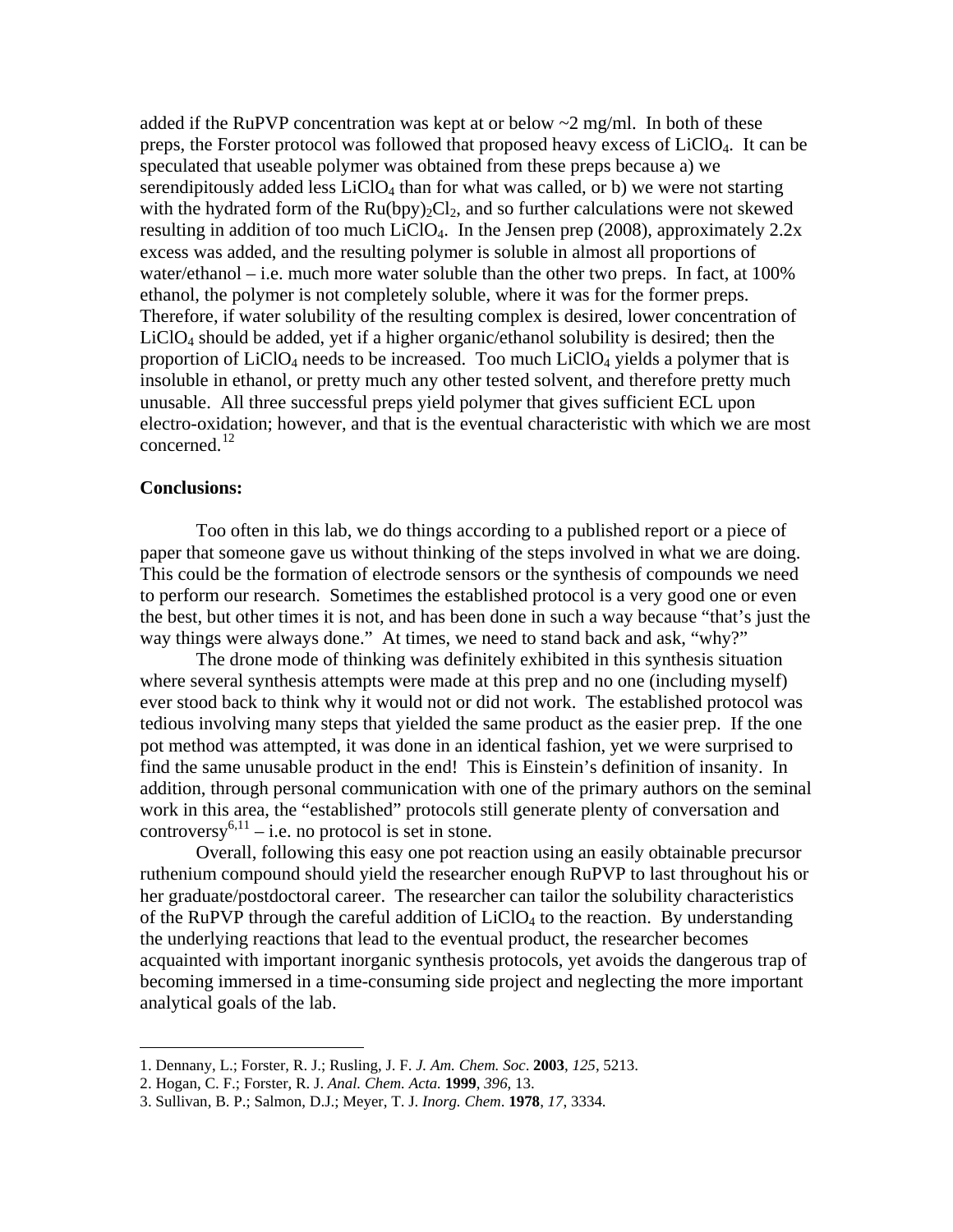added if the RuPVP concentration was kept at or below ~2 mg/ml. In both of these preps, the Forster protocol was followed that proposed heavy excess of $LiClO_4$. It can be speculated that useable polymer was obtained from these preps because a) we serendipitously added less $LiClO_4$ than for what was called, or b) we were not starting with the hydrated form of the $Ru(bpy)_2Cl_2$, and so further calculations were not skewed resulting in addition of too much $LiClO_4$. In the Jensen prep (2008), approximately 2.2x excess was added, and the resulting polymer is soluble in almost all proportions of water/ethanol – i.e. much more water soluble than the other two preps. In fact, at 100% ethanol, the polymer is not completely soluble, where it was for the former preps. Therefore, if water solubility of the resulting complex is desired, lower concentration of $LiClO_4$ should be added, yet if a higher organic/ethanol solubility is desired; then the proportion of $LiClO_4$ needs to be increased. Too much $LiClO_4$ yields a polymer that is insoluble in ethanol, or pretty much any other tested solvent, and therefore pretty much unusable. All three successful preps yield polymer that gives sufficient ECL upon electro-oxidation; however, and that is the eventual characteristic with which we are most concerned.[12]

**Conclusions:**

Too often in this lab, we do things according to a published report or a piece of paper that someone gave us without thinking of the steps involved in what we are doing. This could be the formation of electrode sensors or the synthesis of compounds we need to perform our research. Sometimes the established protocol is a very good one or even the best, but other times it is not, and has been done in such a way because "that's just the way things were always done." At times, we need to stand back and ask, "why?"

The drone mode of thinking was definitely exhibited in this synthesis situation where several synthesis attempts were made at this prep and no one (including myself) ever stood back to think why it would not or did not work. The established protocol was tedious involving many steps that yielded the same product as the easier prep. If the one pot method was attempted, it was done in an identical fashion, yet we were surprised to find the same unusable product in the end! This is Einstein's definition of insanity. In addition, through personal communication with one of the primary authors on the seminal work in this area, the "established" protocols still generate plenty of conversation and controversy[6,11] – i.e. no protocol is set in stone.

Overall, following this easy one pot reaction using an easily obtainable precursor ruthenium compound should yield the researcher enough RuPVP to last throughout his or her graduate/postdoctoral career. The researcher can tailor the solubility characteristics of the RuPVP through the careful addition of $LiClO_4$ to the reaction. By understanding the underlying reactions that lead to the eventual product, the researcher becomes acquainted with important inorganic synthesis protocols, yet avoids the dangerous trap of becoming immersed in a time-consuming side project and neglecting the more important analytical goals of the lab.

---

1. Dennany, L.; Forster, R. J.; Rusling, J. F. *J. Am. Chem. Soc*. **2003**, *125*, 5213.
2. Hogan, C. F.; Forster, R. J. *Anal. Chem. Acta.* **1999**, *396*, 13.
3. Sullivan, B. P.; Salmon, D.J.; Meyer, T. J. *Inorg. Chem*. **1978**, *17*, 3334.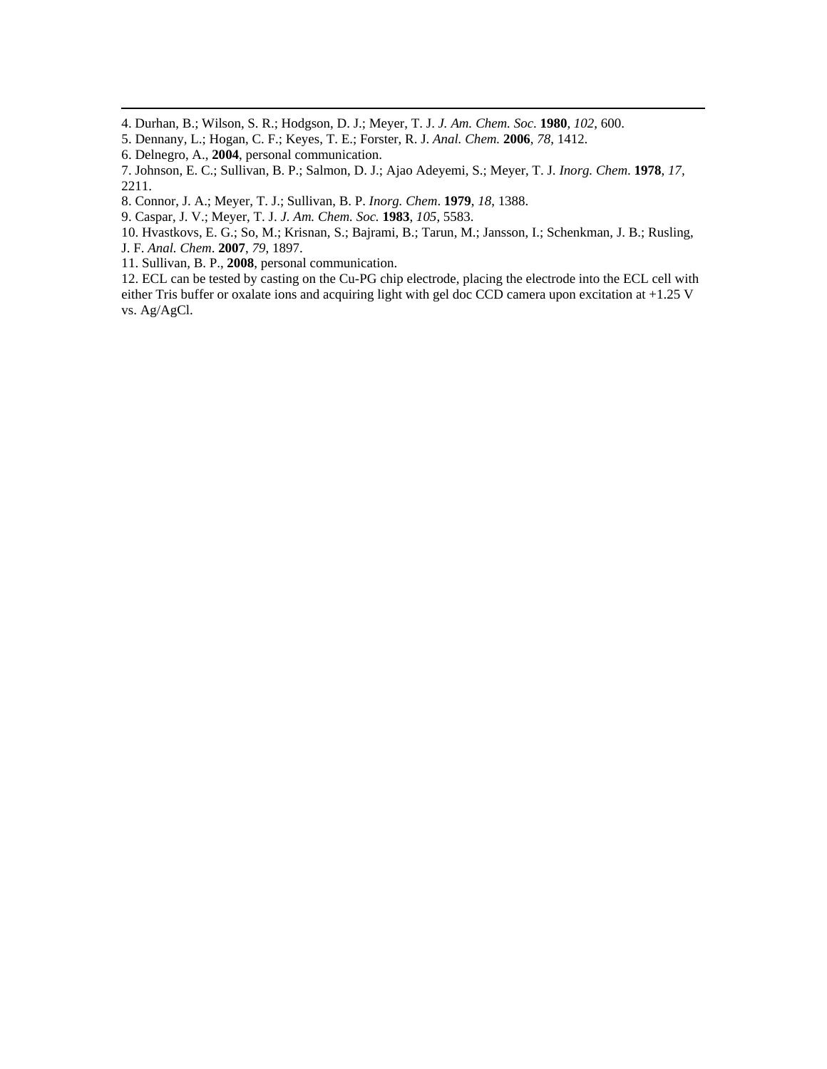4. Durhan, B.; Wilson, S. R.; Hodgson, D. J.; Meyer, T. J. *J. Am. Chem. Soc.* **1980**, *102*, 600.

5. Dennany, L.; Hogan, C. F.; Keyes, T. E.; Forster, R. J. *Anal. Chem.* **2006**, *78*, 1412.

6. Delnegro, A., **2004**, personal communication.

7. Johnson, E. C.; Sullivan, B. P.; Salmon, D. J.; Ajao Adeyemi, S.; Meyer, T. J. *Inorg. Chem.* **1978**, *17*, 2211.

8. Connor, J. A.; Meyer, T. J.; Sullivan, B. P. *Inorg. Chem*. **1979**, *18*, 1388.

9. Caspar, J. V.; Meyer, T. J. *J. Am. Chem. Soc.* **1983**, *105*, 5583.

10. Hvastkovs, E. G.; So, M.; Krisnan, S.; Bajrami, B.; Tarun, M.; Jansson, I.; Schenkman, J. B.; Rusling, J. F. *Anal. Chem*. **2007**, *79*, 1897.

11. Sullivan, B. P., **2008**, personal communication.

12. ECL can be tested by casting on the Cu-PG chip electrode, placing the electrode into the ECL cell with either Tris buffer or oxalate ions and acquiring light with gel doc CCD camera upon excitation at +1.25 V vs. Ag/AgCl.